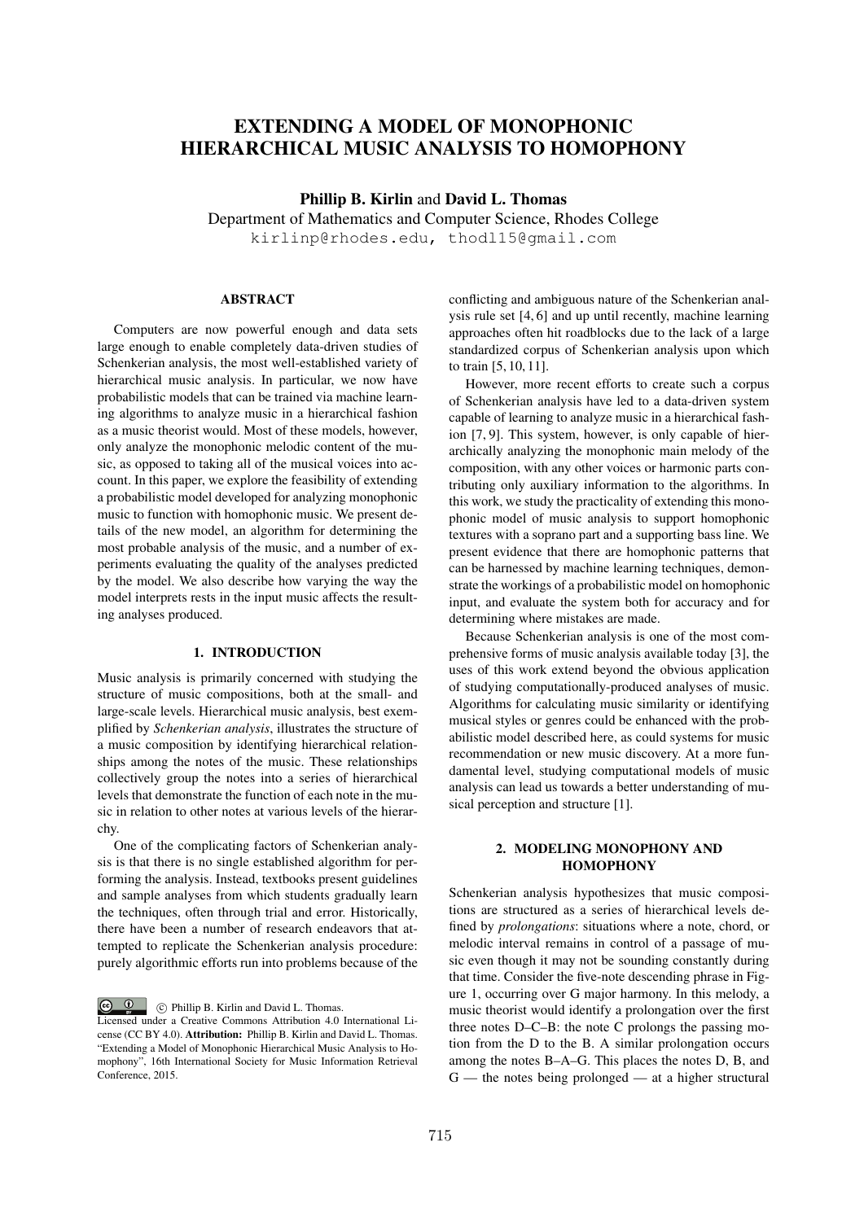# EXTENDING A MODEL OF MONOPHONIC HIERARCHICAL MUSIC ANALYSIS TO HOMOPHONY

**Phillip B. Kirlin** and **David L. Thomas**

Department of Mathematics and Computer Science, Rhodes College

kirlinp@rhodes.edu, thodl15@gmail.com

## ABSTRACT

Computers are now powerful enough and data sets large enough to enable completely data-driven studies of Schenkerian analysis, the most well-established variety of hierarchical music analysis. In particular, we now have probabilistic models that can be trained via machine learning algorithms to analyze music in a hierarchical fashion as a music theorist would. Most of these models, however, only analyze the monophonic melodic content of the music, as opposed to taking all of the musical voices into account. In this paper, we explore the feasibility of extending a probabilistic model developed for analyzing monophonic music to function with homophonic music. We present details of the new model, an algorithm for determining the most probable analysis of the music, and a number of experiments evaluating the quality of the analyses predicted by the model. We also describe how varying the way the model interprets rests in the input music affects the resulting analyses produced.

## 1. INTRODUCTION

Music analysis is primarily concerned with studying the structure of music compositions, both at the small- and large-scale levels. Hierarchical music analysis, best exemplified by *Schenkerian analysis*, illustrates the structure of a music composition by identifying hierarchical relationships among the notes of the music. These relationships collectively group the notes into a series of hierarchical levels that demonstrate the function of each note in the music in relation to other notes at various levels of the hierarchy.

One of the complicating factors of Schenkerian analysis is that there is no single established algorithm for performing the analysis. Instead, textbooks present guidelines and sample analyses from which students gradually learn the techniques, often through trial and error. Historically, there have been a number of research endeavors that attempted to replicate the Schenkerian analysis procedure: purely algorithmic efforts run into problems because of the conflicting and ambiguous nature of the Schenkerian analysis rule set [4, 6] and up until recently, machine learning approaches often hit roadblocks due to the lack of a large standardized corpus of Schenkerian analysis upon which to train [5, 10, 11].

However, more recent efforts to create such a corpus of Schenkerian analysis have led to a data-driven system capable of learning to analyze music in a hierarchical fashion [7, 9]. This system, however, is only capable of hierarchically analyzing the monophonic main melody of the composition, with any other voices or harmonic parts contributing only auxiliary information to the algorithms. In this work, we study the practicality of extending this monophonic model of music analysis to support homophonic textures with a soprano part and a supporting bass line. We present evidence that there are homophonic patterns that can be harnessed by machine learning techniques, demonstrate the workings of a probabilistic model on homophonic input, and evaluate the system both for accuracy and for determining where mistakes are made.

Because Schenkerian analysis is one of the most comprehensive forms of music analysis available today [3], the uses of this work extend beyond the obvious application of studying computationally-produced analyses of music. Algorithms for calculating music similarity or identifying musical styles or genres could be enhanced with the probabilistic model described here, as could systems for music recommendation or new music discovery. At a more fundamental level, studying computational models of music analysis can lead us towards a better understanding of musical perception and structure [1].

## 2. MODELING MONOPHONY AND HOMOPHONY

Schenkerian analysis hypothesizes that music compositions are structured as a series of hierarchical levels defined by *prolongations*: situations where a note, chord, or melodic interval remains in control of a passage of music even though it may not be sounding constantly during that time. Consider the five-note descending phrase in Figure 1, occurring over G major harmony. In this melody, a music theorist would identify a prolongation over the first three notes D–C–B: the note C prolongs the passing motion from the D to the B. A similar prolongation occurs among the notes B–A–G. This places the notes D, B, and G — the notes being prolonged — at a higher structural

© Phillip B. Kirlin and David L. Thomas. Licensed under a Creative Commons Attribution 4.0 International License (CC BY 4.0). **Attribution:** Phillip B. Kirlin and David L. Thomas. "Extending a Model of Monophonic Hierarchical Music Analysis to Homophony", 16th International Society for Music Information Retrieval Conference, 2015.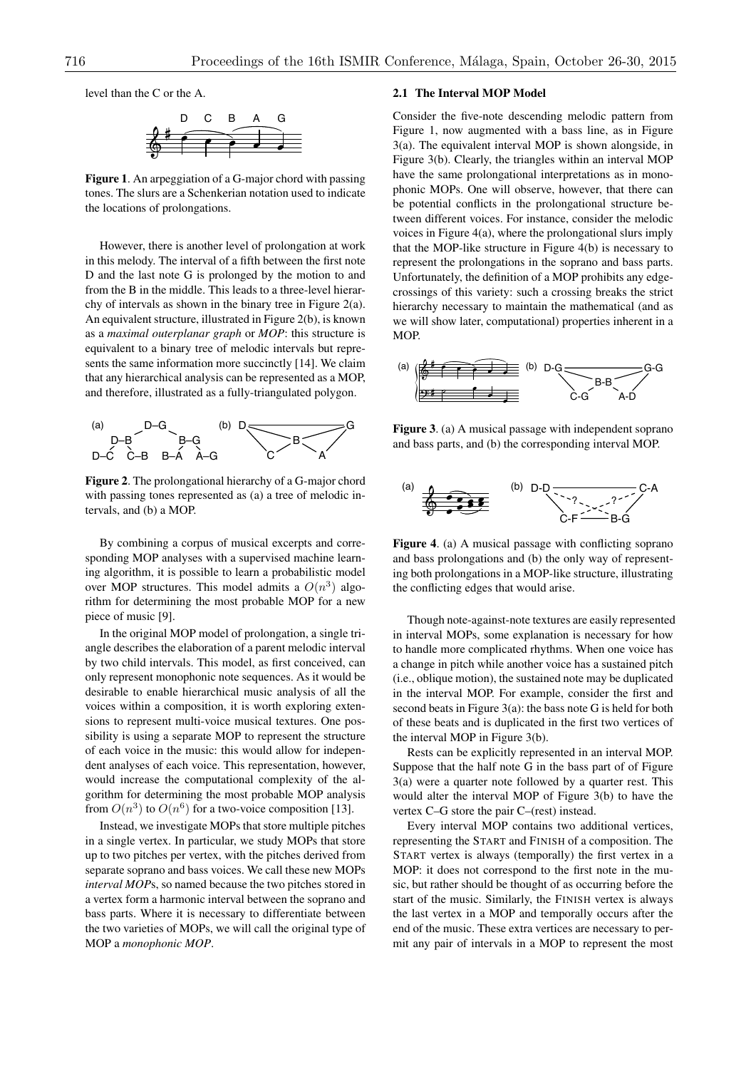level than the C or the A.

D C B A G

**Figure 1**. An arpeggiation of a G-major chord with passing tones. The slurs are a Schenkerian notation used to indicate the locations of prolongations.

However, there is another level of prolongation at work in this melody. The interval of a fifth between the first note D and the last note G is prolonged by the motion to and from the B in the middle. This leads to a three-level hierarchy of intervals as shown in the binary tree in Figure 2(a). An equivalent structure, illustrated in Figure 2(b), is known as a *maximal outerplanar graph* or *MOP*: this structure is equivalent to a binary tree of melodic intervals but represents the same information more succinctly [14]. We claim that any hierarchical analysis can be represented as a MOP, and therefore, illustrated as a fully-triangulated polygon.

(a) D–G D–B B–G D–C C–B B–A A–G (b) D G B C A

**Figure 2**. The prolongational hierarchy of a G-major chord with passing tones represented as (a) a tree of melodic intervals, and (b) a MOP.

By combining a corpus of musical excerpts and corresponding MOP analyses with a supervised machine learning algorithm, it is possible to learn a probabilistic model over MOP structures. This model admits a $O(n^3)$ algorithm for determining the most probable MOP for a new piece of music [9].

In the original MOP model of prolongation, a single triangle describes the elaboration of a parent melodic interval by two child intervals. This model, as first conceived, can only represent monophonic note sequences. As it would be desirable to enable hierarchical music analysis of all the voices within a composition, it is worth exploring extensions to represent multi-voice musical textures. One possibility is using a separate MOP to represent the structure of each voice in the music: this would allow for independent analyses of each voice. This representation, however, would increase the computational complexity of the algorithm for determining the most probable MOP analysis from $O(n^3)$ to $O(n^6)$ for a two-voice composition [13].

Instead, we investigate MOPs that store multiple pitches in a single vertex. In particular, we study MOPs that store up to two pitches per vertex, with the pitches derived from separate soprano and bass voices. We call these new MOPs *interval MOP*s, so named because the two pitches stored in a vertex form a harmonic interval between the soprano and bass parts. Where it is necessary to differentiate between the two varieties of MOPs, we will call the original type of MOP a *monophonic MOP*.

### 2.1 The Interval MOP Model

Consider the five-note descending melodic pattern from Figure 1, now augmented with a bass line, as in Figure 3(a). The equivalent interval MOP is shown alongside, in Figure 3(b). Clearly, the triangles within an interval MOP have the same prolongational interpretations as in monophonic MOPs. One will observe, however, that there can be potential conflicts in the prolongational structure between different voices. For instance, consider the melodic voices in Figure 4(a), where the prolongational slurs imply that the MOP-like structure in Figure 4(b) is necessary to represent the prolongations in the soprano and bass parts. Unfortunately, the definition of a MOP prohibits any edge-crossings of this variety: such a crossing breaks the strict hierarchy necessary to maintain the mathematical (and as we will show later, computational) properties inherent in a MOP.

(a) (b) D-G G-G B-B C-G A-D

**Figure 3**. (a) A musical passage with independent soprano and bass parts, and (b) the corresponding interval MOP.

(a) (b) D-D C-A ? ? C-F B-G

**Figure 4**. (a) A musical passage with conflicting soprano and bass prolongations and (b) the only way of representing both prolongations in a MOP-like structure, illustrating the conflicting edges that would arise.

Though note-against-note textures are easily represented in interval MOPs, some explanation is necessary for how to handle more complicated rhythms. When one voice has a change in pitch while another voice has a sustained pitch (i.e., oblique motion), the sustained note may be duplicated in the interval MOP. For example, consider the first and second beats in Figure 3(a): the bass note G is held for both of these beats and is duplicated in the first two vertices of the interval MOP in Figure 3(b).

Rests can be explicitly represented in an interval MOP. Suppose that the half note G in the bass part of of Figure 3(a) were a quarter note followed by a quarter rest. This would alter the interval MOP of Figure 3(b) to have the vertex C–G store the pair C–(rest) instead.

Every interval MOP contains two additional vertices, representing the START and FINISH of a composition. The START vertex is always (temporally) the first vertex in a MOP: it does not correspond to the first note in the music, but rather should be thought of as occurring before the start of the music. Similarly, the FINISH vertex is always the last vertex in a MOP and temporally occurs after the end of the music. These extra vertices are necessary to permit any pair of intervals in a MOP to represent the most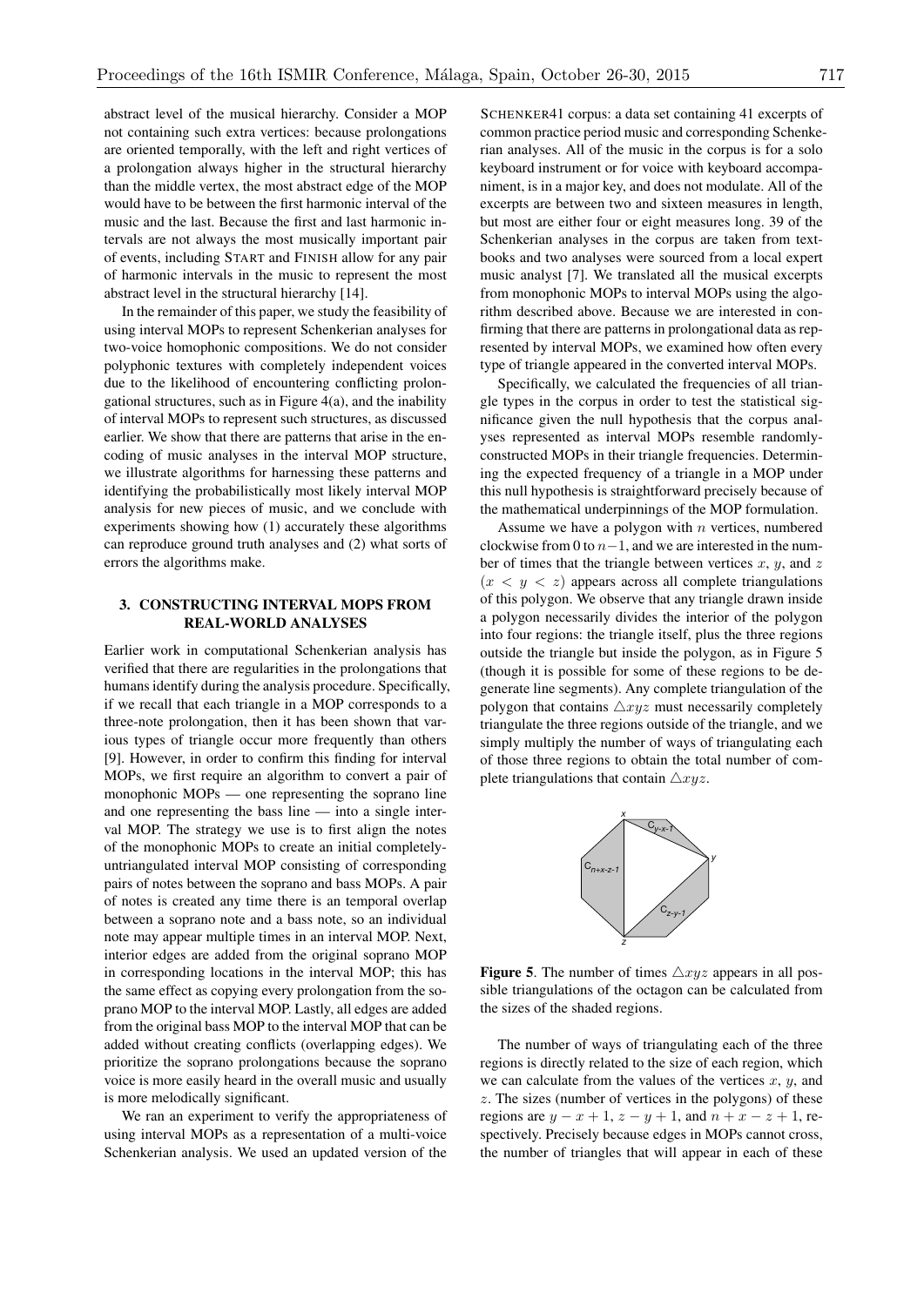abstract level of the musical hierarchy. Consider a MOP not containing such extra vertices: because prolongations are oriented temporally, with the left and right vertices of a prolongation always higher in the structural hierarchy than the middle vertex, the most abstract edge of the MOP would have to be between the first harmonic interval of the music and the last. Because the first and last harmonic intervals are not always the most musically important pair of events, including START and FINISH allow for any pair of harmonic intervals in the music to represent the most abstract level in the structural hierarchy [14].

In the remainder of this paper, we study the feasibility of using interval MOPs to represent Schenkerian analyses for two-voice homophonic compositions. We do not consider polyphonic textures with completely independent voices due to the likelihood of encountering conflicting prolongational structures, such as in Figure 4(a), and the inability of interval MOPs to represent such structures, as discussed earlier. We show that there are patterns that arise in the encoding of music analyses in the interval MOP structure, we illustrate algorithms for harnessing these patterns and identifying the probabilistically most likely interval MOP analysis for new pieces of music, and we conclude with experiments showing how (1) accurately these algorithms can reproduce ground truth analyses and (2) what sorts of errors the algorithms make.

## 3. CONSTRUCTING INTERVAL MOPS FROM REAL-WORLD ANALYSES

Earlier work in computational Schenkerian analysis has verified that there are regularities in the prolongations that humans identify during the analysis procedure. Specifically, if we recall that each triangle in a MOP corresponds to a three-note prolongation, then it has been shown that various types of triangle occur more frequently than others [9]. However, in order to confirm this finding for interval MOPs, we first require an algorithm to convert a pair of monophonic MOPs — one representing the soprano line and one representing the bass line — into a single interval MOP. The strategy we use is to first align the notes of the monophonic MOPs to create an initial completely-untriangulated interval MOP consisting of corresponding pairs of notes between the soprano and bass MOPs. A pair of notes is created any time there is an temporal overlap between a soprano note and a bass note, so an individual note may appear multiple times in an interval MOP. Next, interior edges are added from the original soprano MOP in corresponding locations in the interval MOP; this has the same effect as copying every prolongation from the soprano MOP to the interval MOP. Lastly, all edges are added from the original bass MOP to the interval MOP that can be added without creating conflicts (overlapping edges). We prioritize the soprano prolongations because the soprano voice is more easily heard in the overall music and usually is more melodically significant.

We ran an experiment to verify the appropriateness of using interval MOPs as a representation of a multi-voice Schenkerian analysis. We used an updated version of the SCHENKER41 corpus: a data set containing 41 excerpts of common practice period music and corresponding Schenkerian analyses. All of the music in the corpus is for a solo keyboard instrument or for voice with keyboard accompaniment, is in a major key, and does not modulate. All of the excerpts are between two and sixteen measures in length, but most are either four or eight measures long. 39 of the Schenkerian analyses in the corpus are taken from textbooks and two analyses were sourced from a local expert music analyst [7]. We translated all the musical excerpts from monophonic MOPs to interval MOPs using the algorithm described above. Because we are interested in confirming that there are patterns in prolongational data as represented by interval MOPs, we examined how often every type of triangle appeared in the converted interval MOPs.

Specifically, we calculated the frequencies of all triangle types in the corpus in order to test the statistical significance given the null hypothesis that the corpus analyses represented as interval MOPs resemble randomly-constructed MOPs in their triangle frequencies. Determining the expected frequency of a triangle in a MOP under this null hypothesis is straightforward precisely because of the mathematical underpinnings of the MOP formulation.

Assume we have a polygon with $n$ vertices, numbered clockwise from 0 to $n-1$, and we are interested in the number of times that the triangle between vertices $x$, $y$, and $z$ ($x < y < z$) appears across all complete triangulations of this polygon. We observe that any triangle drawn inside a polygon necessarily divides the interior of the polygon into four regions: the triangle itself, plus the three regions outside the triangle but inside the polygon, as in Figure 5 (though it is possible for some of these regions to be degenerate line segments). Any complete triangulation of the polygon that contains $\triangle xyz$ must necessarily completely triangulate the three regions outside of the triangle, and we simply multiply the number of ways of triangulating each of those three regions to obtain the total number of complete triangulations that contain $\triangle xyz$.

x
$C_{y-x-1}$
y
$C_{n+x-z-1}$
$C_{z-y-1}$
z

**Figure 5**. The number of times $\triangle xyz$ appears in all possible triangulations of the octagon can be calculated from the sizes of the shaded regions.

The number of ways of triangulating each of the three regions is directly related to the size of each region, which we can calculate from the values of the vertices $x$, $y$, and $z$. The sizes (number of vertices in the polygons) of these regions are $y - x + 1$, $z - y + 1$, and $n + x - z + 1$, respectively. Precisely because edges in MOPs cannot cross, the number of triangles that will appear in each of these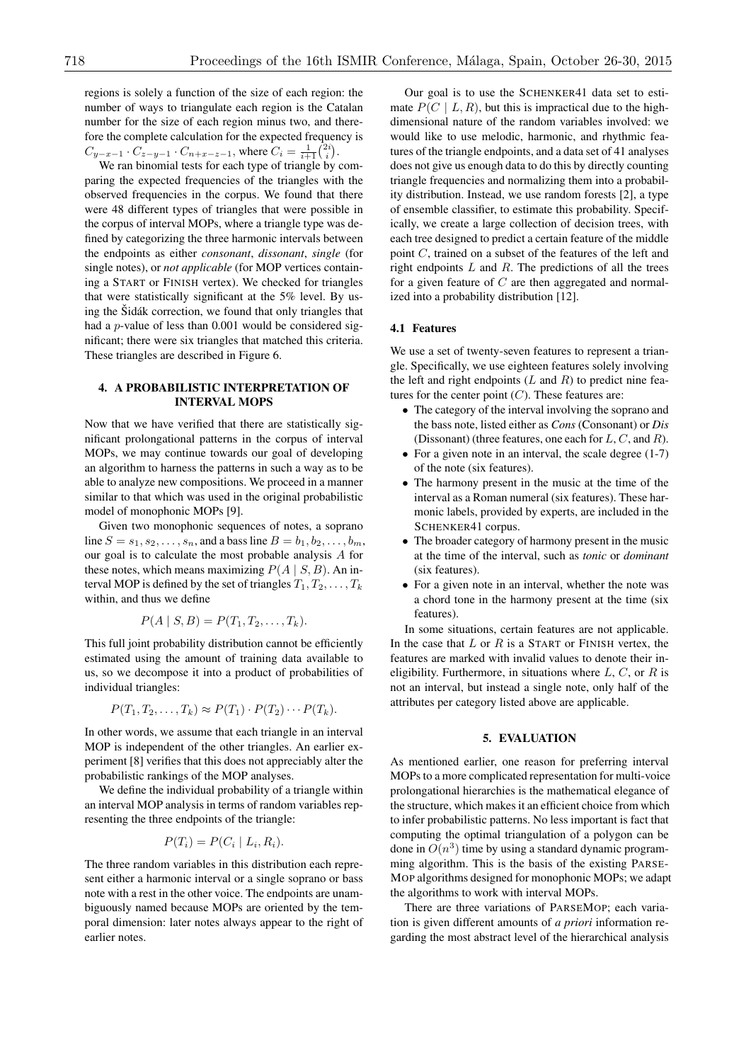regions is solely a function of the size of each region: the number of ways to triangulate each region is the Catalan number for the size of each region minus two, and therefore the complete calculation for the expected frequency is $C_{y-x-1} \cdot C_{z-y-1} \cdot C_{n+x-z-1}$, where $C_i = \frac{1}{i+1}\binom{2i}{i}$.

We ran binomial tests for each type of triangle by comparing the expected frequencies of the triangles with the observed frequencies in the corpus. We found that there were 48 different types of triangles that were possible in the corpus of interval MOPs, where a triangle type was defined by categorizing the three harmonic intervals between the endpoints as either *consonant*, *dissonant*, *single* (for single notes), or *not applicable* (for MOP vertices containing a START or FINISH vertex). We checked for triangles that were statistically significant at the 5% level. By using the Šidák correction, we found that only triangles that had a $p$-value of less than 0.001 would be considered significant; there were six triangles that matched this criteria. These triangles are described in Figure 6.

## 4. A PROBABILISTIC INTERPRETATION OF INTERVAL MOPS

Now that we have verified that there are statistically significant prolongational patterns in the corpus of interval MOPs, we may continue towards our goal of developing an algorithm to harness the patterns in such a way as to be able to analyze new compositions. We proceed in a manner similar to that which was used in the original probabilistic model of monophonic MOPs [9].

Given two monophonic sequences of notes, a soprano line $S = s_1, s_2, \ldots, s_n$, and a bass line $B = b_1, b_2, \ldots, b_m$, our goal is to calculate the most probable analysis $A$ for these notes, which means maximizing $P(A \mid S, B)$. An interval MOP is defined by the set of triangles $T_1, T_2, \ldots, T_k$ within, and thus we define

$$P(A \mid S, B) = P(T_1, T_2, \ldots, T_k).$$

This full joint probability distribution cannot be efficiently estimated using the amount of training data available to us, so we decompose it into a product of probabilities of individual triangles:

$$P(T_1, T_2, \ldots, T_k) \approx P(T_1) \cdot P(T_2) \cdots P(T_k).$$

In other words, we assume that each triangle in an interval MOP is independent of the other triangles. An earlier experiment [8] verifies that this does not appreciably alter the probabilistic rankings of the MOP analyses.

We define the individual probability of a triangle within an interval MOP analysis in terms of random variables representing the three endpoints of the triangle:

$$P(T_i) = P(C_i \mid L_i, R_i).$$

The three random variables in this distribution each represent either a harmonic interval or a single soprano or bass note with a rest in the other voice. The endpoints are unambiguously named because MOPs are oriented by the temporal dimension: later notes always appear to the right of earlier notes.

Our goal is to use the SCHENKER41 data set to estimate $P(C \mid L, R)$, but this is impractical due to the high-dimensional nature of the random variables involved: we would like to use melodic, harmonic, and rhythmic features of the triangle endpoints, and a data set of 41 analyses does not give us enough data to do this by directly counting triangle frequencies and normalizing them into a probability distribution. Instead, we use random forests [2], a type of ensemble classifier, to estimate this probability. Specifically, we create a large collection of decision trees, with each tree designed to predict a certain feature of the middle point $C$, trained on a subset of the features of the left and right endpoints $L$ and $R$. The predictions of all the trees for a given feature of $C$ are then aggregated and normalized into a probability distribution [12].

### 4.1 Features

We use a set of twenty-seven features to represent a triangle. Specifically, we use eighteen features solely involving the left and right endpoints ($L$ and $R$) to predict nine features for the center point ($C$). These features are:

- The category of the interval involving the soprano and the bass note, listed either as *Cons* (Consonant) or *Dis* (Dissonant) (three features, one each for $L$, $C$, and $R$).
- For a given note in an interval, the scale degree (1-7) of the note (six features).
- The harmony present in the music at the time of the interval as a Roman numeral (six features). These harmonic labels, provided by experts, are included in the SCHENKER41 corpus.
- The broader category of harmony present in the music at the time of the interval, such as *tonic* or *dominant* (six features).
- For a given note in an interval, whether the note was a chord tone in the harmony present at the time (six features).

In some situations, certain features are not applicable. In the case that $L$ or $R$ is a START or FINISH vertex, the features are marked with invalid values to denote their ineligibility. Furthermore, in situations where $L$, $C$, or $R$ is not an interval, but instead a single note, only half of the attributes per category listed above are applicable.

## 5. EVALUATION

As mentioned earlier, one reason for preferring interval MOPs to a more complicated representation for multi-voice prolongational hierarchies is the mathematical elegance of the structure, which makes it an efficient choice from which to infer probabilistic patterns. No less important is fact that computing the optimal triangulation of a polygon can be done in $O(n^3)$ time by using a standard dynamic programming algorithm. This is the basis of the existing PARSEMOP algorithms designed for monophonic MOPs; we adapt the algorithms to work with interval MOPs.

There are three variations of PARSEMOP; each variation is given different amounts of *a priori* information regarding the most abstract level of the hierarchical analysis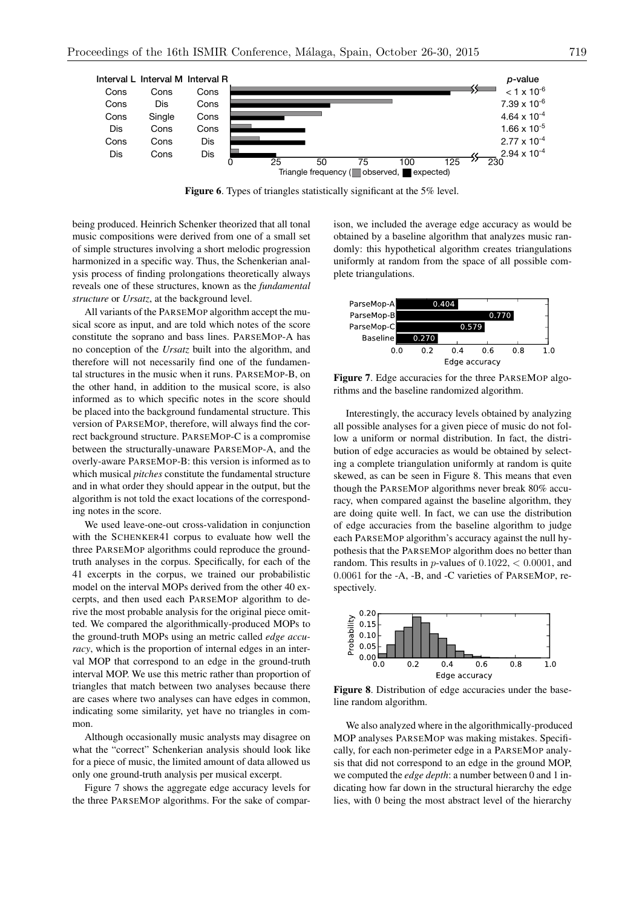Interval L Interval M Interval R

p-value

Cons Cons Cons $< 1 \times 10^{-6}$

Cons Dis Cons $7.39 \times 10^{-6}$

Cons Single Cons $4.64 \times 10^{-4}$

Dis Cons Cons $1.66 \times 10^{-5}$

Cons Cons Dis $2.77 \times 10^{-4}$

Dis Cons Dis $2.94 \times 10^{-4}$

0 25 50 75 100 125 230

Triangle frequency ( observed, expected)

**Figure 6**. Types of triangles statistically significant at the 5% level.

being produced. Heinrich Schenker theorized that all tonal music compositions were derived from one of a small set of simple structures involving a short melodic progression harmonized in a specific way. Thus, the Schenkerian analysis process of finding prolongations theoretically always reveals one of these structures, known as the *fundamental structure* or *Ursatz*, at the background level.

All variants of the ParseMop algorithm accept the musical score as input, and are told which notes of the score constitute the soprano and bass lines. ParseMop-A has no conception of the *Ursatz* built into the algorithm, and therefore will not necessarily find one of the fundamental structures in the music when it runs. ParseMop-B, on the other hand, in addition to the musical score, is also informed as to which specific notes in the score should be placed into the background fundamental structure. This version of ParseMop, therefore, will always find the correct background structure. ParseMop-C is a compromise between the structurally-unaware ParseMop-A, and the overly-aware ParseMop-B: this version is informed as to which musical *pitches* constitute the fundamental structure and in what order they should appear in the output, but the algorithm is not told the exact locations of the corresponding notes in the score.

We used leave-one-out cross-validation in conjunction with the Schenker41 corpus to evaluate how well the three ParseMop algorithms could reproduce the ground-truth analyses in the corpus. Specifically, for each of the 41 excerpts in the corpus, we trained our probabilistic model on the interval MOPs derived from the other 40 excerpts, and then used each ParseMop algorithm to derive the most probable analysis for the original piece omitted. We compared the algorithmically-produced MOPs to the ground-truth MOPs using an metric called *edge accuracy*, which is the proportion of internal edges in an interval MOP that correspond to an edge in the ground-truth interval MOP. We use this metric rather than proportion of triangles that match between two analyses because there are cases where two analyses can have edges in common, indicating some similarity, yet have no triangles in common.

Although occasionally music analysts may disagree on what the "correct" Schenkerian analysis should look like for a piece of music, the limited amount of data allowed us only one ground-truth analysis per musical excerpt.

Figure 7 shows the aggregate edge accuracy levels for the three ParseMop algorithms. For the sake of comparison, we included the average edge accuracy as would be obtained by a baseline algorithm that analyzes music randomly: this hypothetical algorithm creates triangulations uniformly at random from the space of all possible complete triangulations.

ParseMop-A 0.404

ParseMop-B 0.770

ParseMop-C 0.579

Baseline 0.270

0.0 0.2 0.4 0.6 0.8 1.0

Edge accuracy

**Figure 7**. Edge accuracies for the three ParseMop algorithms and the baseline randomized algorithm.

Interestingly, the accuracy levels obtained by analyzing all possible analyses for a given piece of music do not follow a uniform or normal distribution. In fact, the distribution of edge accuracies as would be obtained by selecting a complete triangulation uniformly at random is quite skewed, as can be seen in Figure 8. This means that even though the ParseMop algorithms never break 80% accuracy, when compared against the baseline algorithm, they are doing quite well. In fact, we can use the distribution of edge accuracies from the baseline algorithm to judge each ParseMop algorithm's accuracy against the null hypothesis that the ParseMop algorithm does no better than random. This results in $p$-values of $0.1022$, $< 0.0001$, and $0.0061$ for the -A, -B, and -C varieties of ParseMop, respectively.

Probability

0.20 0.15 0.10 0.05 0.00

0.0 0.2 0.4 0.6 0.8 1.0

Edge accuracy

**Figure 8**. Distribution of edge accuracies under the baseline random algorithm.

We also analyzed where in the algorithmically-produced MOP analyses ParseMop was making mistakes. Specifically, for each non-perimeter edge in a ParseMop analysis that did not correspond to an edge in the ground MOP, we computed the *edge depth*: a number between 0 and 1 indicating how far down in the structural hierarchy the edge lies, with 0 being the most abstract level of the hierarchy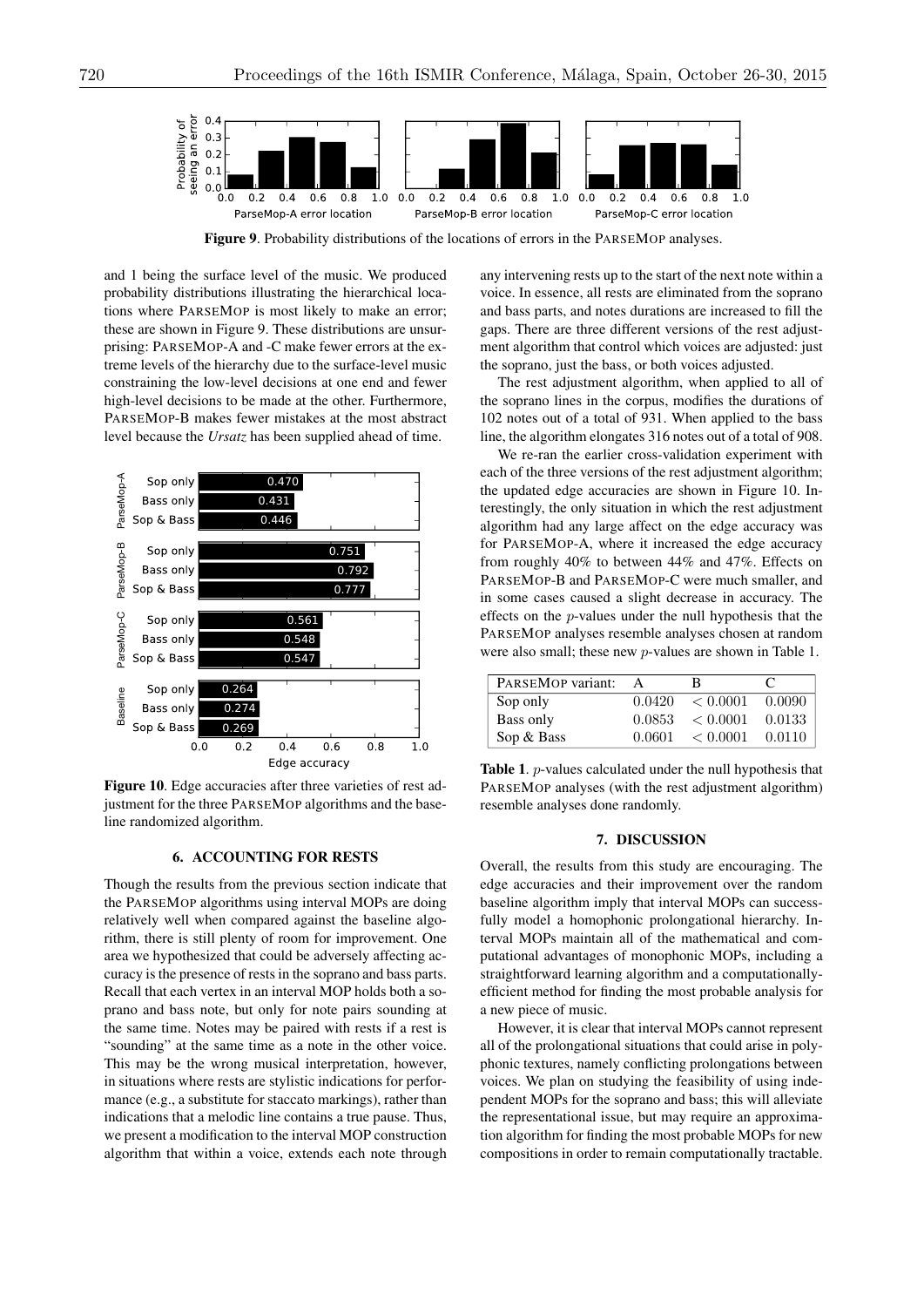Probability of seeing an error

0.4
0.3
0.2
0.1
0.0

0.0 0.2 0.4 0.6 0.8 1.0

ParseMop-A error location

ParseMop-B error location

ParseMop-C error location

**Figure 9**. Probability distributions of the locations of errors in the PARSEMOP analyses.

and 1 being the surface level of the music. We produced probability distributions illustrating the hierarchical locations where PARSEMOP is most likely to make an error; these are shown in Figure 9. These distributions are unsurprising: PARSEMOP-A and -C make fewer errors at the extreme levels of the hierarchy due to the surface-level music constraining the low-level decisions at one end and fewer high-level decisions to be made at the other. Furthermore, PARSEMOP-B makes fewer mistakes at the most abstract level because the *Ursatz* has been supplied ahead of time.

ParseMop-A
Sop only 0.470
Bass only 0.431
Sop & Bass 0.446

ParseMop-B
Sop only 0.751
Bass only 0.792
Sop & Bass 0.777

ParseMop-C
Sop only 0.561
Bass only 0.548
Sop & Bass 0.547

Baseline
Sop only 0.264
Bass only 0.274
Sop & Bass 0.269

0.0 0.2 0.4 0.6 0.8 1.0

Edge accuracy

**Figure 10**. Edge accuracies after three varieties of rest adjustment for the three PARSEMOP algorithms and the baseline randomized algorithm.

## 6. ACCOUNTING FOR RESTS

Though the results from the previous section indicate that the PARSEMOP algorithms using interval MOPs are doing relatively well when compared against the baseline algorithm, there is still plenty of room for improvement. One area we hypothesized that could be adversely affecting accuracy is the presence of rests in the soprano and bass parts. Recall that each vertex in an interval MOP holds both a soprano and bass note, but only for note pairs sounding at the same time. Notes may be paired with rests if a rest is "sounding" at the same time as a note in the other voice. This may be the wrong musical interpretation, however, in situations where rests are stylistic indications for performance (e.g., a substitute for staccato markings), rather than indications that a melodic line contains a true pause. Thus, we present a modification to the interval MOP construction algorithm that within a voice, extends each note through any intervening rests up to the start of the next note within a voice. In essence, all rests are eliminated from the soprano and bass parts, and notes durations are increased to fill the gaps. There are three different versions of the rest adjustment algorithm that control which voices are adjusted: just the soprano, just the bass, or both voices adjusted.

The rest adjustment algorithm, when applied to all of the soprano lines in the corpus, modifies the durations of 102 notes out of a total of 931. When applied to the bass line, the algorithm elongates 316 notes out of a total of 908.

We re-ran the earlier cross-validation experiment with each of the three versions of the rest adjustment algorithm; the updated edge accuracies are shown in Figure 10. Interestingly, the only situation in which the rest adjustment algorithm had any large affect on the edge accuracy was for PARSEMOP-A, where it increased the edge accuracy from roughly 40% to between 44% and 47%. Effects on PARSEMOP-B and PARSEMOP-C were much smaller, and in some cases caused a slight decrease in accuracy. The effects on the $p$-values under the null hypothesis that the PARSEMOP analyses resemble analyses chosen at random were also small; these new $p$-values are shown in Table 1.

| PARSEMOP variant: | A | B | C |
|---|---|---|---|
| Sop only | $0.0420$ | $< 0.0001$ | $0.0090$ |
| Bass only | $0.0853$ | $< 0.0001$ | $0.0133$ |
| Sop & Bass | $0.0601$ | $< 0.0001$ | $0.0110$ |

**Table 1**. $p$-values calculated under the null hypothesis that PARSEMOP analyses (with the rest adjustment algorithm) resemble analyses done randomly.

## 7. DISCUSSION

Overall, the results from this study are encouraging. The edge accuracies and their improvement over the random baseline algorithm imply that interval MOPs can successfully model a homophonic prolongational hierarchy. Interval MOPs maintain all of the mathematical and computational advantages of monophonic MOPs, including a straightforward learning algorithm and a computationally-efficient method for finding the most probable analysis for a new piece of music.

However, it is clear that interval MOPs cannot represent all of the prolongational situations that could arise in polyphonic textures, namely conflicting prolongations between voices. We plan on studying the feasibility of using independent MOPs for the soprano and bass; this will alleviate the representational issue, but may require an approximation algorithm for finding the most probable MOPs for new compositions in order to remain computationally tractable.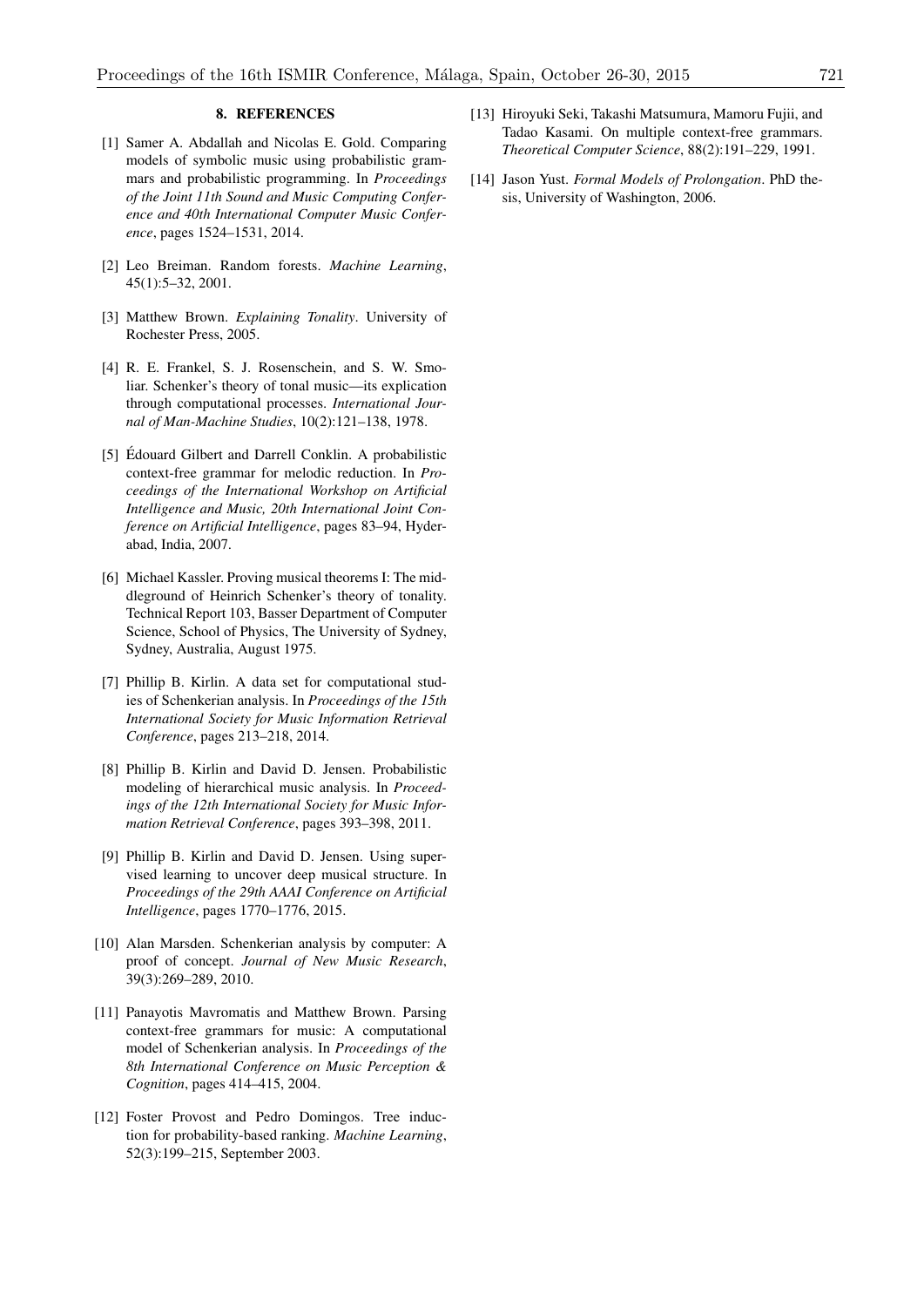## 8. REFERENCES

[1] Samer A. Abdallah and Nicolas E. Gold. Comparing models of symbolic music using probabilistic grammars and probabilistic programming. In *Proceedings of the Joint 11th Sound and Music Computing Conference and 40th International Computer Music Conference*, pages 1524–1531, 2014.

[2] Leo Breiman. Random forests. *Machine Learning*, 45(1):5–32, 2001.

[3] Matthew Brown. *Explaining Tonality*. University of Rochester Press, 2005.

[4] R. E. Frankel, S. J. Rosenschein, and S. W. Smoliar. Schenker's theory of tonal music—its explication through computational processes. *International Journal of Man-Machine Studies*, 10(2):121–138, 1978.

[5] Édouard Gilbert and Darrell Conklin. A probabilistic context-free grammar for melodic reduction. In *Proceedings of the International Workshop on Artificial Intelligence and Music, 20th International Joint Conference on Artificial Intelligence*, pages 83–94, Hyderabad, India, 2007.

[6] Michael Kassler. Proving musical theorems I: The middleground of Heinrich Schenker's theory of tonality. Technical Report 103, Basser Department of Computer Science, School of Physics, The University of Sydney, Sydney, Australia, August 1975.

[7] Phillip B. Kirlin. A data set for computational studies of Schenkerian analysis. In *Proceedings of the 15th International Society for Music Information Retrieval Conference*, pages 213–218, 2014.

[8] Phillip B. Kirlin and David D. Jensen. Probabilistic modeling of hierarchical music analysis. In *Proceedings of the 12th International Society for Music Information Retrieval Conference*, pages 393–398, 2011.

[9] Phillip B. Kirlin and David D. Jensen. Using supervised learning to uncover deep musical structure. In *Proceedings of the 29th AAAI Conference on Artificial Intelligence*, pages 1770–1776, 2015.

[10] Alan Marsden. Schenkerian analysis by computer: A proof of concept. *Journal of New Music Research*, 39(3):269–289, 2010.

[11] Panayotis Mavromatis and Matthew Brown. Parsing context-free grammars for music: A computational model of Schenkerian analysis. In *Proceedings of the 8th International Conference on Music Perception & Cognition*, pages 414–415, 2004.

[12] Foster Provost and Pedro Domingos. Tree induction for probability-based ranking. *Machine Learning*, 52(3):199–215, September 2003.

[13] Hiroyuki Seki, Takashi Matsumura, Mamoru Fujii, and Tadao Kasami. On multiple context-free grammars. *Theoretical Computer Science*, 88(2):191–229, 1991.

[14] Jason Yust. *Formal Models of Prolongation*. PhD thesis, University of Washington, 2006.